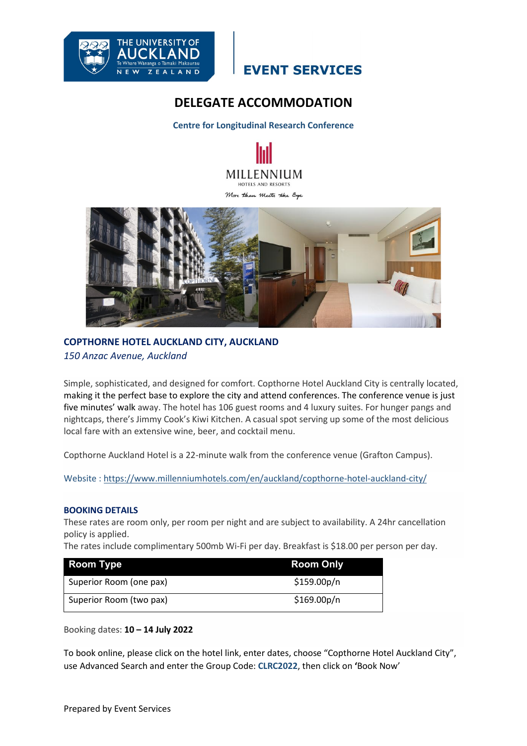THE UNIVERSITY OF AUCKLAND
Te Whare Wānanga o Tāmaki Makaurau
NEW ZEALAND

EVENT SERVICES

# DELEGATE ACCOMMODATION

**Centre for Longitudinal Research Conference**

MILLENNIUM
HOTELS AND RESORTS
More than Meets the Eye

## COPTHORNE HOTEL AUCKLAND CITY, AUCKLAND

*150 Anzac Avenue, Auckland*

Simple, sophisticated, and designed for comfort. Copthorne Hotel Auckland City is centrally located, making it the perfect base to explore the city and attend conferences. The conference venue is just five minutes' walk away. The hotel has 106 guest rooms and 4 luxury suites. For hunger pangs and nightcaps, there's Jimmy Cook's Kiwi Kitchen. A casual spot serving up some of the most delicious local fare with an extensive wine, beer, and cocktail menu.

Copthorne Auckland Hotel is a 22-minute walk from the conference venue (Grafton Campus).

Website : https://www.millenniumhotels.com/en/auckland/copthorne-hotel-auckland-city/

### BOOKING DETAILS

These rates are room only, per room per night and are subject to availability. A 24hr cancellation policy is applied.
The rates include complimentary 500mb Wi-Fi per day. Breakfast is $18.00 per person per day.

| Room Type | Room Only |
|---|---|
| Superior Room (one pax) | $159.00p/n |
| Superior Room (two pax) | $169.00p/n |

Booking dates: **10 – 14 July 2022**

To book online, please click on the hotel link, enter dates, choose "Copthorne Hotel Auckland City", use Advanced Search and enter the Group Code: **CLRC2022**, then click on 'Book Now'

Prepared by Event Services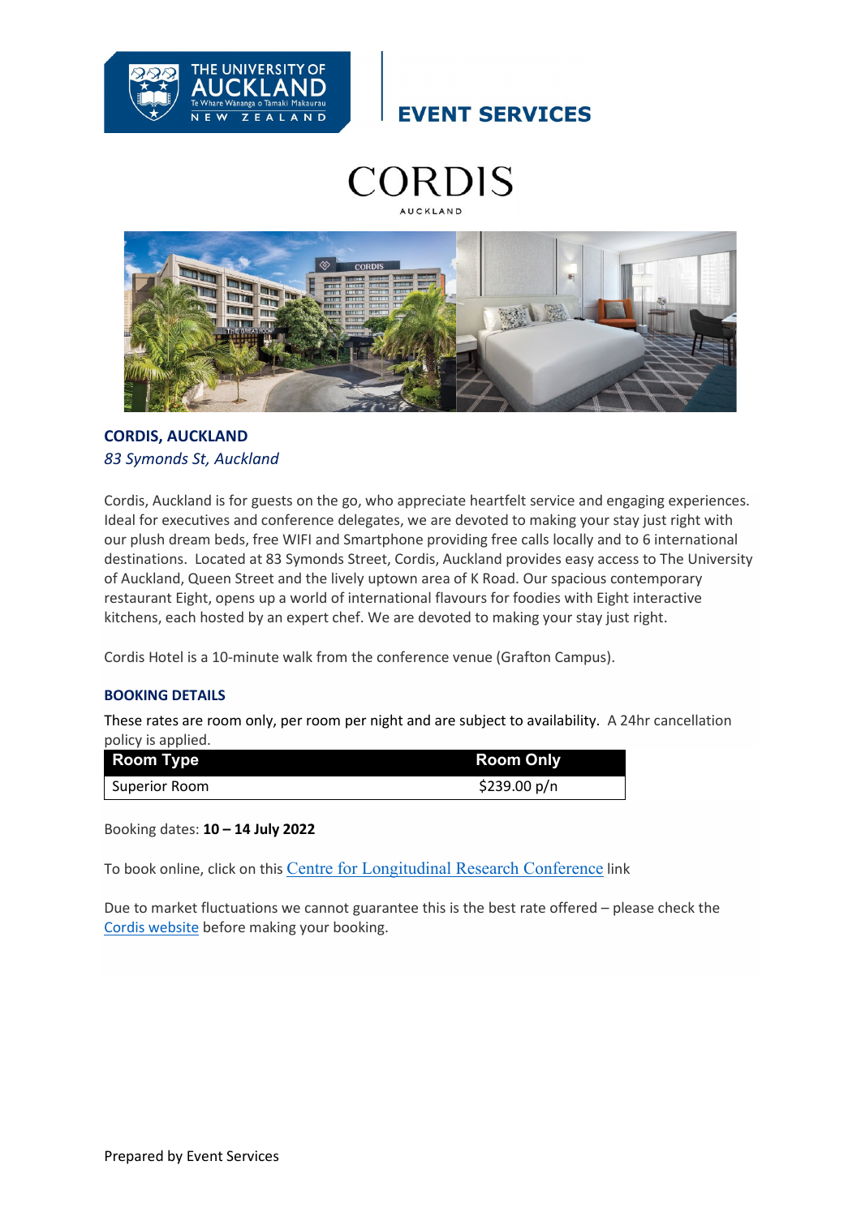THE UNIVERSITY OF AUCKLAND
Te Whare Wananga o Tamaki Makaurau
NEW ZEALAND

EVENT SERVICES

CORDIS
AUCKLAND

## CORDIS, AUCKLAND

*83 Symonds St, Auckland*

Cordis, Auckland is for guests on the go, who appreciate heartfelt service and engaging experiences. Ideal for executives and conference delegates, we are devoted to making your stay just right with our plush dream beds, free WIFI and Smartphone providing free calls locally and to 6 international destinations. Located at 83 Symonds Street, Cordis, Auckland provides easy access to The University of Auckland, Queen Street and the lively uptown area of K Road. Our spacious contemporary restaurant Eight, opens up a world of international flavours for foodies with Eight interactive kitchens, each hosted by an expert chef. We are devoted to making your stay just right.

Cordis Hotel is a 10-minute walk from the conference venue (Grafton Campus).

### BOOKING DETAILS

These rates are room only, per room per night and are subject to availability. A 24hr cancellation policy is applied.

| Room Type | Room Only |
|---|---|
| Superior Room | $239.00 p/n |

Booking dates: **10 – 14 July 2022**

To book online, click on this Centre for Longitudinal Research Conference link

Due to market fluctuations we cannot guarantee this is the best rate offered – please check the Cordis website before making your booking.

Prepared by Event Services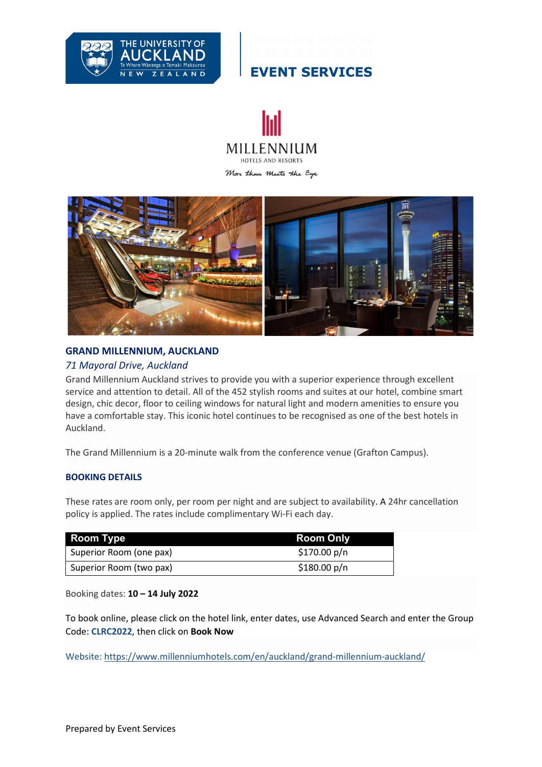THE UNIVERSITY OF AUCKLAND
Te Whare Wānanga o Tāmaki Makaurau
NEW ZEALAND

# EVENT SERVICES

MILLENNIUM
HOTELS AND RESORTS
More than Meets the Eye

## GRAND MILLENNIUM, AUCKLAND

*71 Mayoral Drive, Auckland*

Grand Millennium Auckland strives to provide you with a superior experience through excellent service and attention to detail. All of the 452 stylish rooms and suites at our hotel, combine smart design, chic decor, floor to ceiling windows for natural light and modern amenities to ensure you have a comfortable stay. This iconic hotel continues to be recognised as one of the best hotels in Auckland.

The Grand Millennium is a 20-minute walk from the conference venue (Grafton Campus).

### BOOKING DETAILS

These rates are room only, per room per night and are subject to availability. A 24hr cancellation policy is applied. The rates include complimentary Wi-Fi each day.

| Room Type | Room Only |
|---|---|
| Superior Room (one pax) | $170.00 p/n |
| Superior Room (two pax) | $180.00 p/n |

Booking dates: **10 – 14 July 2022**

To book online, please click on the hotel link, enter dates, use Advanced Search and enter the Group Code: **CLRC2022**, then click on **Book Now**

Website: https://www.millenniumhotels.com/en/auckland/grand-millennium-auckland/

Prepared by Event Services